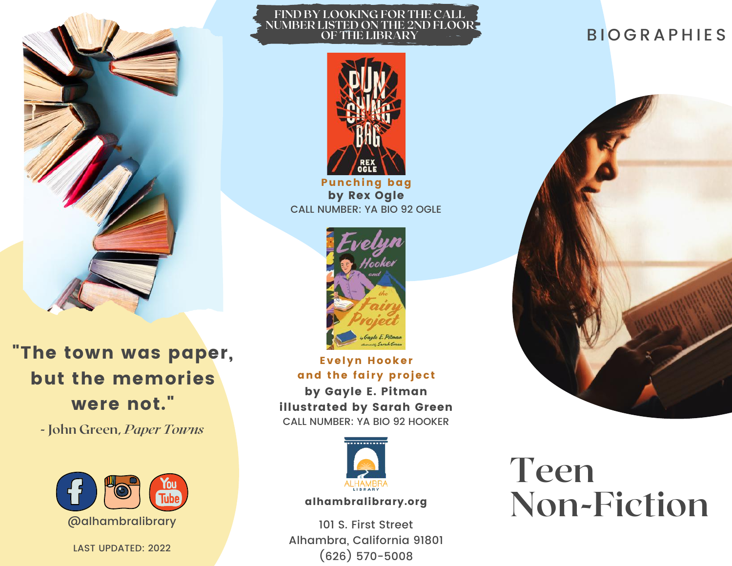# Teen Non-Fiction

## BIOGRAPHIES

FIND BY LOOKING FOR THE CALL NUMBER LISTED ON THE 2ND FLOOR OF THE LIBRARY

**Punching bag**
**by Rex Ogle**
CALL NUMBER: YA BIO 92 OGLE

**Evelyn Hooker and the fairy project**
**by Gayle E. Pitman**
**illustrated by Sarah Green**
CALL NUMBER: YA BIO 92 HOOKER

**"The town was paper, but the memories were not."**

- John Green, *Paper Towns*

@alhambralibrary

LAST UPDATED: 2022

ALHAMBRA LIBRARY

**alhambralibrary.org**

101 S. First Street
Alhambra, California 91801
(626) 570-5008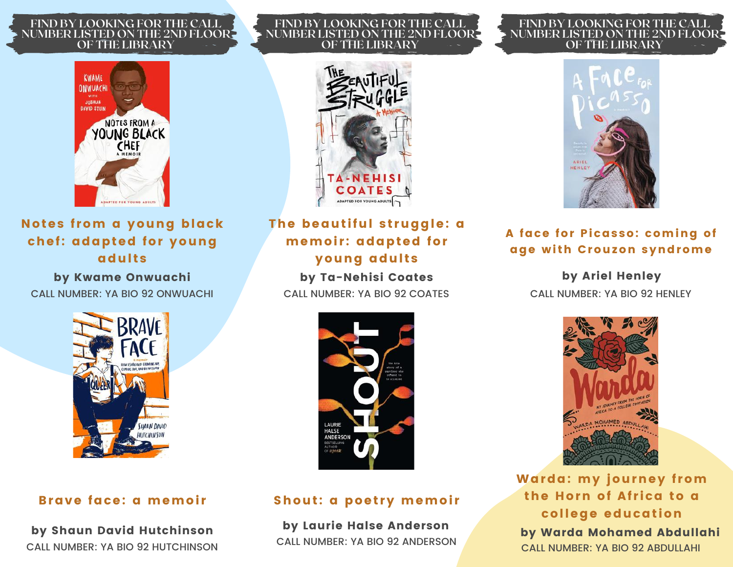FIND BY LOOKING FOR THE CALL NUMBER LISTED ON THE 2ND FLOOR OF THE LIBRARY

FIND BY LOOKING FOR THE CALL NUMBER LISTED ON THE 2ND FLOOR OF THE LIBRARY

FIND BY LOOKING FOR THE CALL NUMBER LISTED ON THE 2ND FLOOR OF THE LIBRARY

**Notes from a young black chef: adapted for young adults**

**by Kwame Onwuachi**

CALL NUMBER: YA BIO 92 ONWUACHI

**The beautiful struggle: a memoir: adapted for young adults**

**by Ta-Nehisi Coates**

CALL NUMBER: YA BIO 92 COATES

**A face for Picasso: coming of age with Crouzon syndrome**

**by Ariel Henley**

CALL NUMBER: YA BIO 92 HENLEY

**Brave face: a memoir**

**by Shaun David Hutchinson**

CALL NUMBER: YA BIO 92 HUTCHINSON

**Shout: a poetry memoir**

**by Laurie Halse Anderson**

CALL NUMBER: YA BIO 92 ANDERSON

**Warda: my journey from the Horn of Africa to a college education**

**by Warda Mohamed Abdullahi**

CALL NUMBER: YA BIO 92 ABDULLAHI